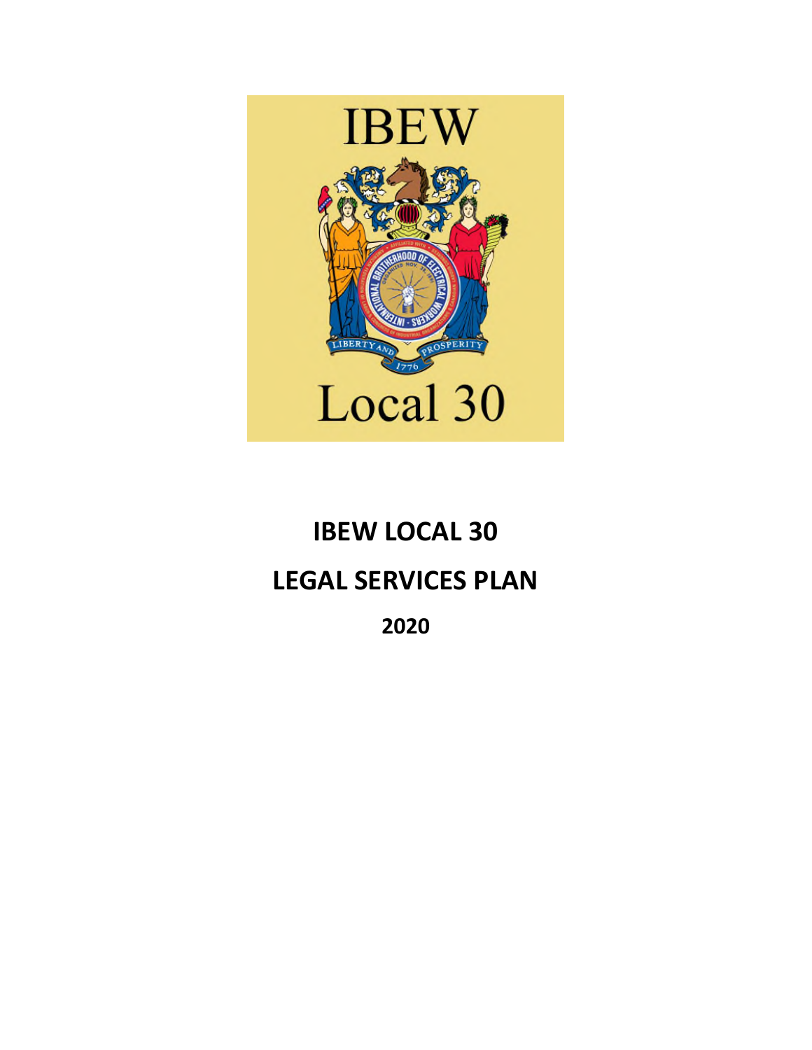IBEW

Local 30

# IBEW LOCAL 30

# LEGAL SERVICES PLAN

## 2020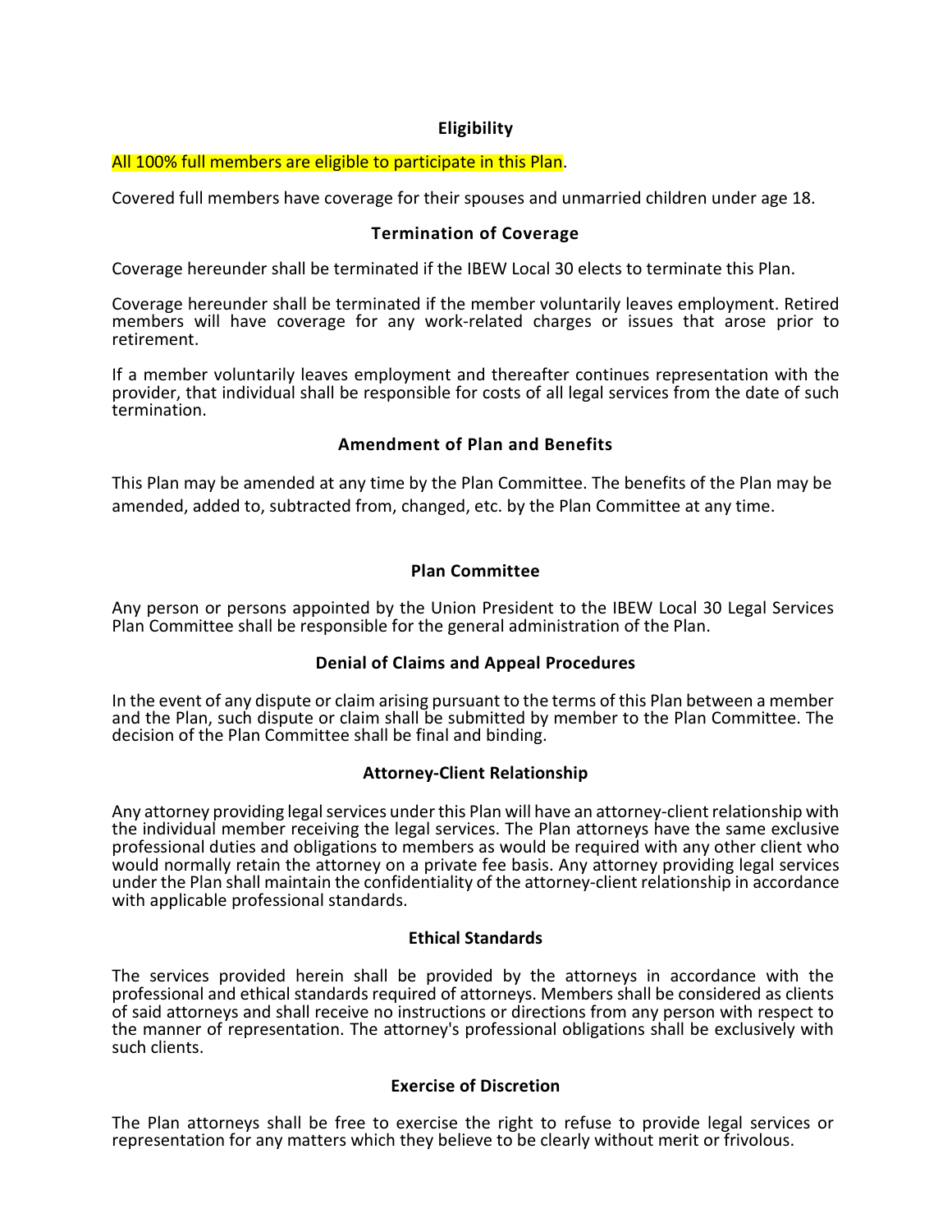## Eligibility

All 100% full members are eligible to participate in this Plan.

Covered full members have coverage for their spouses and unmarried children under age 18.

## Termination of Coverage

Coverage hereunder shall be terminated if the IBEW Local 30 elects to terminate this Plan.

Coverage hereunder shall be terminated if the member voluntarily leaves employment. Retired members will have coverage for any work-related charges or issues that arose prior to retirement.

If a member voluntarily leaves employment and thereafter continues representation with the provider, that individual shall be responsible for costs of all legal services from the date of such termination.

## Amendment of Plan and Benefits

This Plan may be amended at any time by the Plan Committee. The benefits of the Plan may be amended, added to, subtracted from, changed, etc. by the Plan Committee at any time.

## Plan Committee

Any person or persons appointed by the Union President to the IBEW Local 30 Legal Services Plan Committee shall be responsible for the general administration of the Plan.

## Denial of Claims and Appeal Procedures

In the event of any dispute or claim arising pursuant to the terms of this Plan between a member and the Plan, such dispute or claim shall be submitted by member to the Plan Committee. The decision of the Plan Committee shall be final and binding.

## Attorney-Client Relationship

Any attorney providing legal services under this Plan will have an attorney-client relationship with the individual member receiving the legal services. The Plan attorneys have the same exclusive professional duties and obligations to members as would be required with any other client who would normally retain the attorney on a private fee basis. Any attorney providing legal services under the Plan shall maintain the confidentiality of the attorney-client relationship in accordance with applicable professional standards.

## Ethical Standards

The services provided herein shall be provided by the attorneys in accordance with the professional and ethical standards required of attorneys. Members shall be considered as clients of said attorneys and shall receive no instructions or directions from any person with respect to the manner of representation. The attorney's professional obligations shall be exclusively with such clients.

## Exercise of Discretion

The Plan attorneys shall be free to exercise the right to refuse to provide legal services or representation for any matters which they believe to be clearly without merit or frivolous.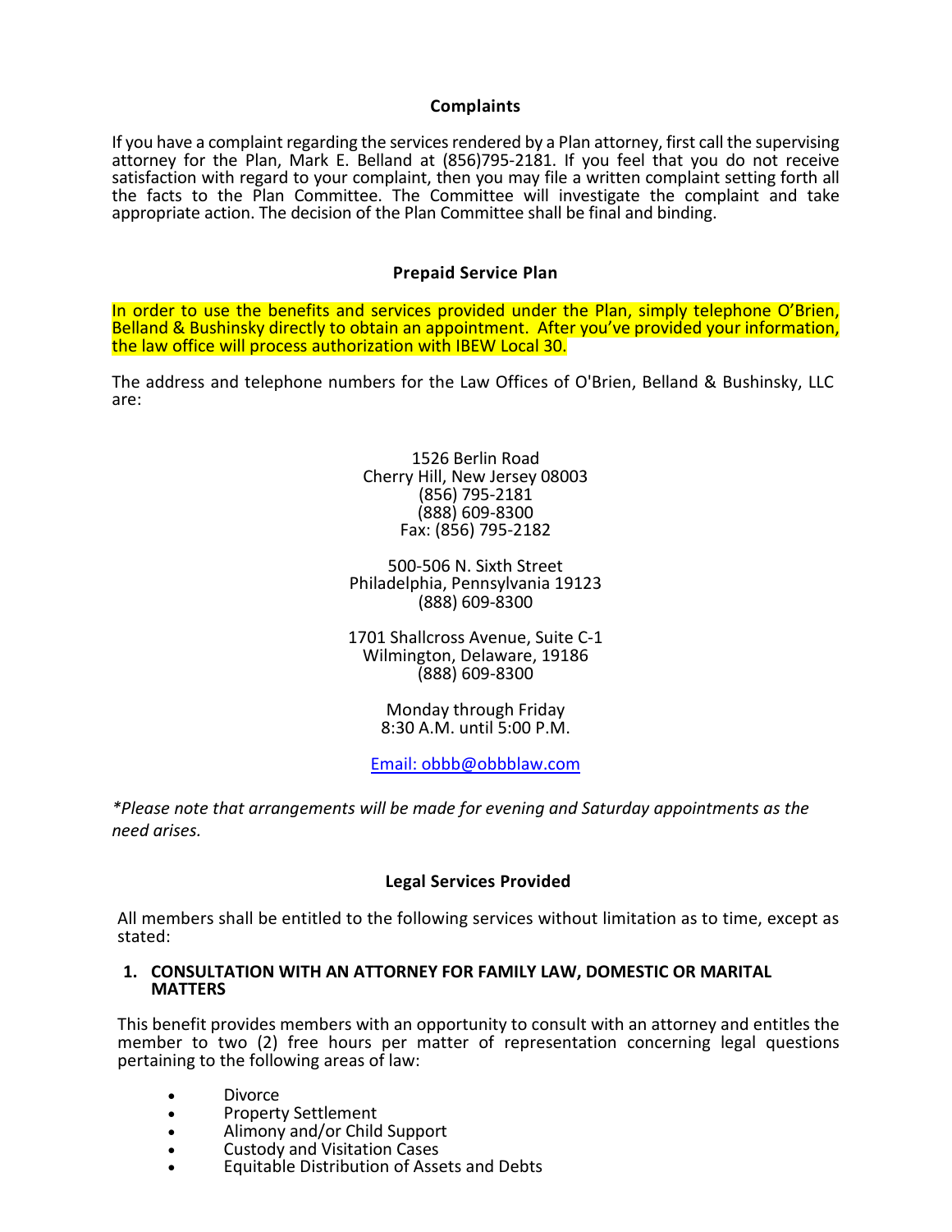## Complaints

If you have a complaint regarding the services rendered by a Plan attorney, first call the supervising attorney for the Plan, Mark E. Belland at (856)795-2181. If you feel that you do not receive satisfaction with regard to your complaint, then you may file a written complaint setting forth all the facts to the Plan Committee. The Committee will investigate the complaint and take appropriate action. The decision of the Plan Committee shall be final and binding.

## Prepaid Service Plan

In order to use the benefits and services provided under the Plan, simply telephone O'Brien, Belland & Bushinsky directly to obtain an appointment. After you've provided your information, the law office will process authorization with IBEW Local 30.

The address and telephone numbers for the Law Offices of O'Brien, Belland & Bushinsky, LLC are:

1526 Berlin Road
Cherry Hill, New Jersey 08003
(856) 795-2181
(888) 609-8300
Fax: (856) 795-2182

500-506 N. Sixth Street
Philadelphia, Pennsylvania 19123
(888) 609-8300

1701 Shallcross Avenue, Suite C-1
Wilmington, Delaware, 19186
(888) 609-8300

Monday through Friday
8:30 A.M. until 5:00 P.M.

Email: obbb@obbblaw.com

*\*Please note that arrangements will be made for evening and Saturday appointments as the need arises.*

## Legal Services Provided

All members shall be entitled to the following services without limitation as to time, except as stated:

**1. CONSULTATION WITH AN ATTORNEY FOR FAMILY LAW, DOMESTIC OR MARITAL MATTERS**

This benefit provides members with an opportunity to consult with an attorney and entitles the member to two (2) free hours per matter of representation concerning legal questions pertaining to the following areas of law:

- Divorce
- Property Settlement
- Alimony and/or Child Support
- Custody and Visitation Cases
- Equitable Distribution of Assets and Debts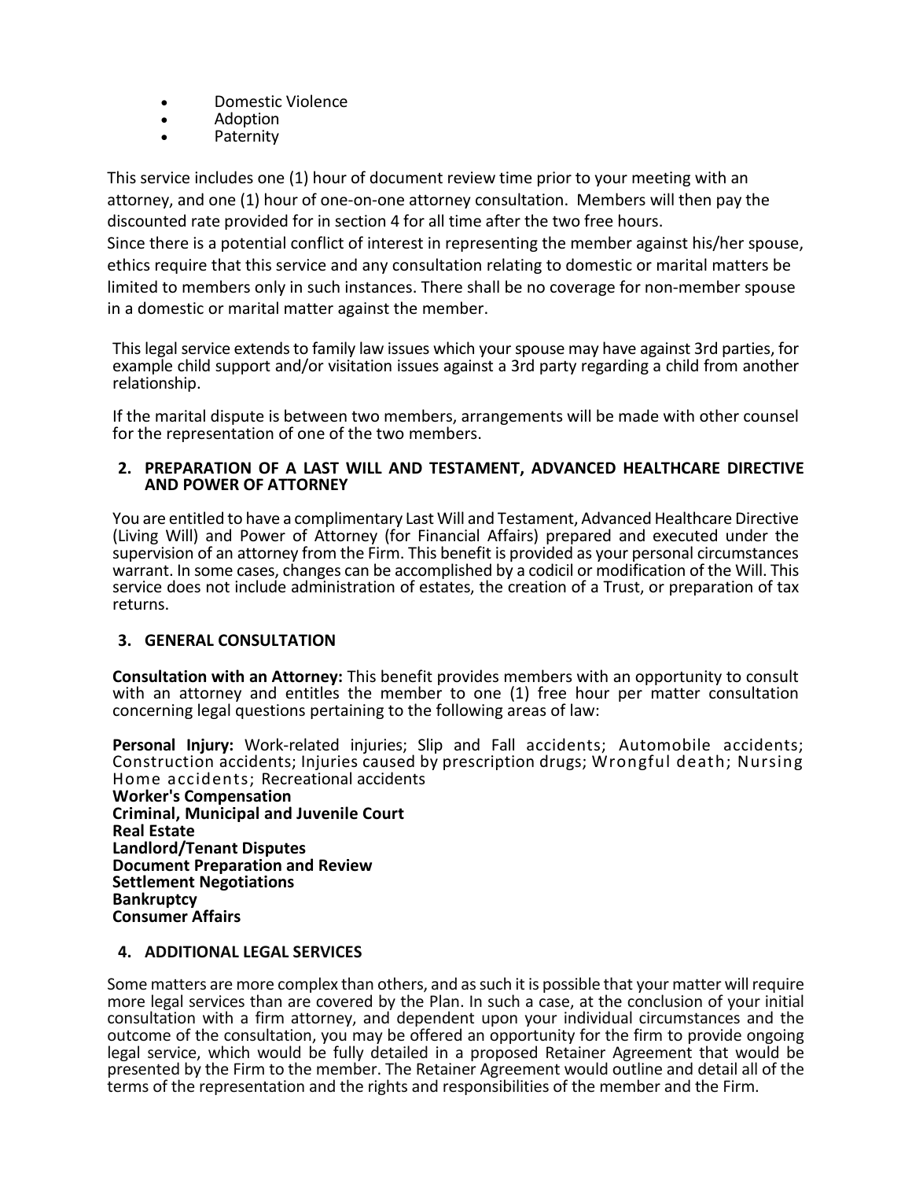- Domestic Violence
- Adoption
- Paternity

This service includes one (1) hour of document review time prior to your meeting with an attorney, and one (1) hour of one-on-one attorney consultation. Members will then pay the discounted rate provided for in section 4 for all time after the two free hours.
Since there is a potential conflict of interest in representing the member against his/her spouse, ethics require that this service and any consultation relating to domestic or marital matters be limited to members only in such instances. There shall be no coverage for non-member spouse in a domestic or marital matter against the member.

This legal service extends to family law issues which your spouse may have against 3rd parties, for example child support and/or visitation issues against a 3rd party regarding a child from another relationship.

If the marital dispute is between two members, arrangements will be made with other counsel for the representation of one of the two members.

## 2. PREPARATION OF A LAST WILL AND TESTAMENT, ADVANCED HEALTHCARE DIRECTIVE AND POWER OF ATTORNEY

You are entitled to have a complimentary Last Will and Testament, Advanced Healthcare Directive (Living Will) and Power of Attorney (for Financial Affairs) prepared and executed under the supervision of an attorney from the Firm. This benefit is provided as your personal circumstances warrant. In some cases, changes can be accomplished by a codicil or modification of the Will. This service does not include administration of estates, the creation of a Trust, or preparation of tax returns.

## 3. GENERAL CONSULTATION

**Consultation with an Attorney:** This benefit provides members with an opportunity to consult with an attorney and entitles the member to one (1) free hour per matter consultation concerning legal questions pertaining to the following areas of law:

**Personal Injury:** Work-related injuries; Slip and Fall accidents; Automobile accidents; Construction accidents; Injuries caused by prescription drugs; Wrongful death; Nursing Home accidents; Recreational accidents
**Worker's Compensation**
**Criminal, Municipal and Juvenile Court**
**Real Estate**
**Landlord/Tenant Disputes**
**Document Preparation and Review**
**Settlement Negotiations**
**Bankruptcy**
**Consumer Affairs**

## 4. ADDITIONAL LEGAL SERVICES

Some matters are more complex than others, and as such it is possible that your matter will require more legal services than are covered by the Plan. In such a case, at the conclusion of your initial consultation with a firm attorney, and dependent upon your individual circumstances and the outcome of the consultation, you may be offered an opportunity for the firm to provide ongoing legal service, which would be fully detailed in a proposed Retainer Agreement that would be presented by the Firm to the member. The Retainer Agreement would outline and detail all of the terms of the representation and the rights and responsibilities of the member and the Firm.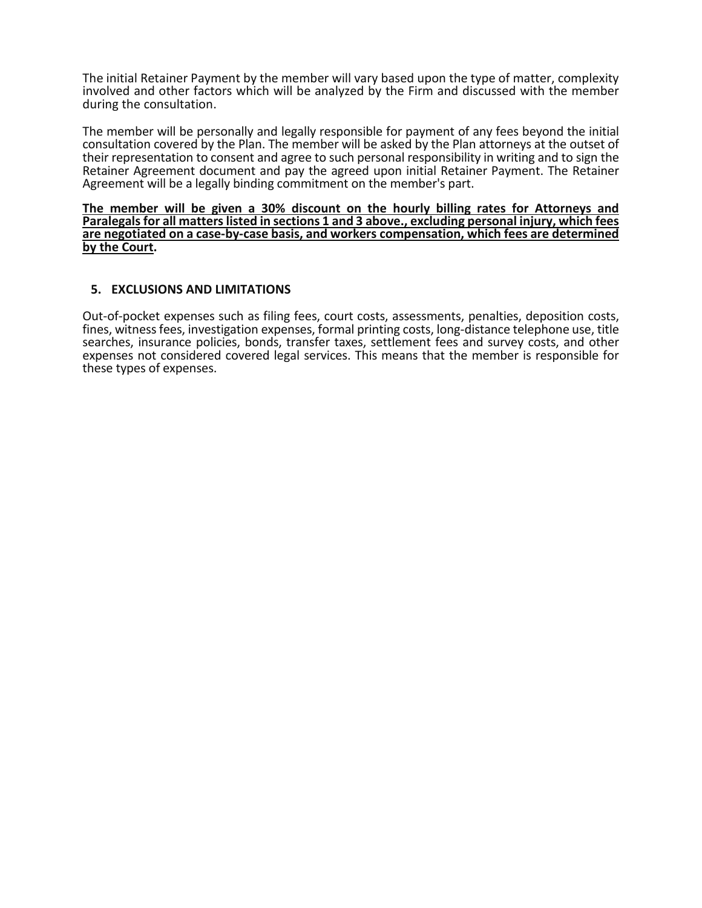The initial Retainer Payment by the member will vary based upon the type of matter, complexity involved and other factors which will be analyzed by the Firm and discussed with the member during the consultation.

The member will be personally and legally responsible for payment of any fees beyond the initial consultation covered by the Plan. The member will be asked by the Plan attorneys at the outset of their representation to consent and agree to such personal responsibility in writing and to sign the Retainer Agreement document and pay the agreed upon initial Retainer Payment. The Retainer Agreement will be a legally binding commitment on the member's part.

<u>**The member will be given a 30% discount on the hourly billing rates for Attorneys and Paralegals for all matters listed in sections 1 and 3 above., excluding personal injury, which fees are negotiated on a case-by-case basis, and workers compensation, which fees are determined by the Court**</u>**.**

## 5. EXCLUSIONS AND LIMITATIONS

Out-of-pocket expenses such as filing fees, court costs, assessments, penalties, deposition costs, fines, witness fees, investigation expenses, formal printing costs, long-distance telephone use, title searches, insurance policies, bonds, transfer taxes, settlement fees and survey costs, and other expenses not considered covered legal services. This means that the member is responsible for these types of expenses.